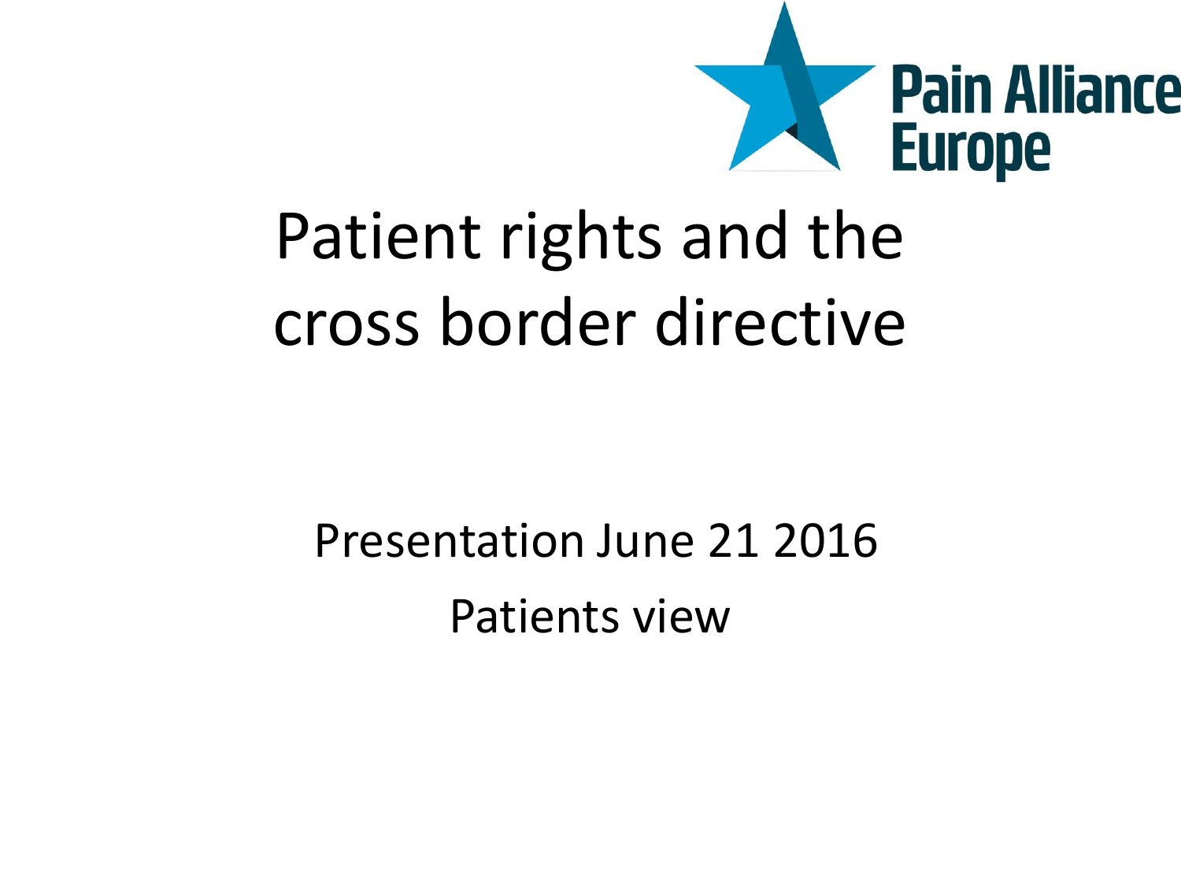Pain Alliance Europe

# Patient rights and the cross border directive

Presentation June 21 2016

Patients view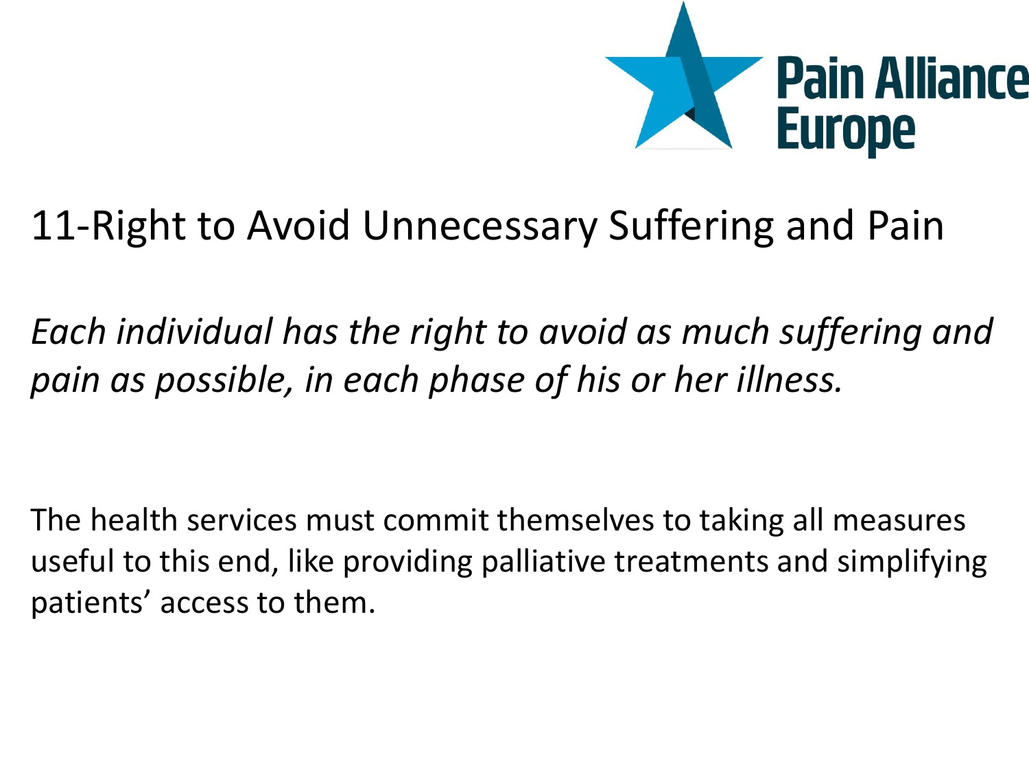# 11-Right to Avoid Unnecessary Suffering and Pain

*Each individual has the right to avoid as much suffering and pain as possible, in each phase of his or her illness.*

The health services must commit themselves to taking all measures useful to this end, like providing palliative treatments and simplifying patients' access to them.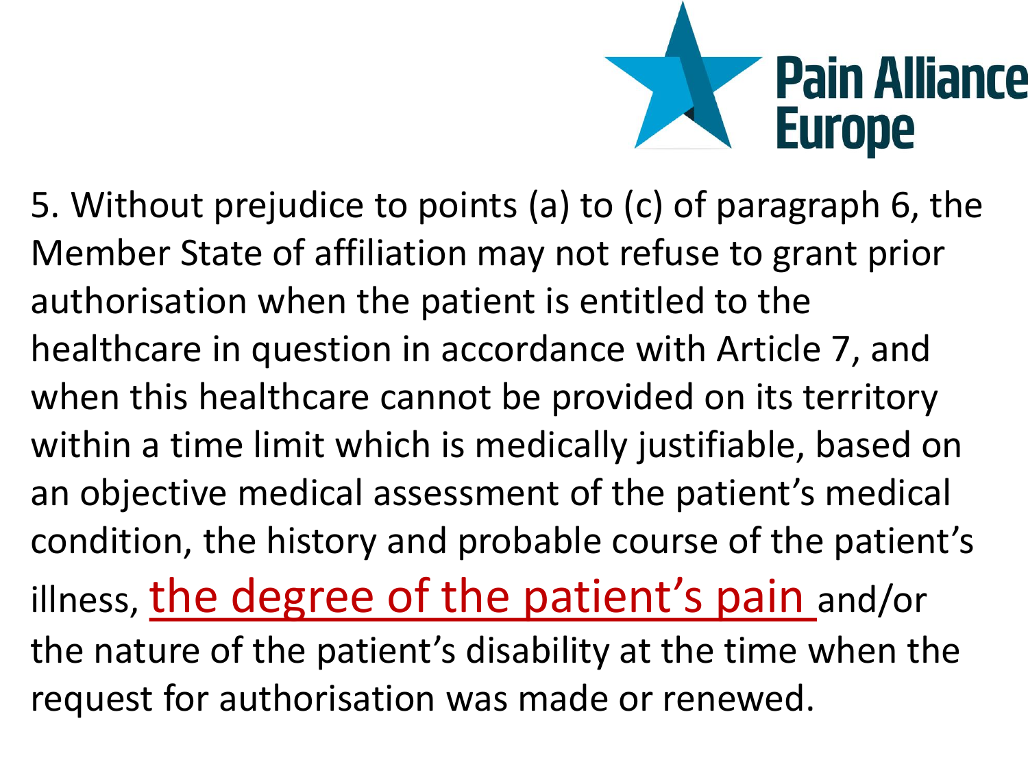Pain Alliance Europe

5. Without prejudice to points (a) to (c) of paragraph 6, the Member State of affiliation may not refuse to grant prior authorisation when the patient is entitled to the healthcare in question in accordance with Article 7, and when this healthcare cannot be provided on its territory within a time limit which is medically justifiable, based on an objective medical assessment of the patient's medical condition, the history and probable course of the patient's illness, <u>the degree of the patient's pain</u> and/or the nature of the patient's disability at the time when the request for authorisation was made or renewed.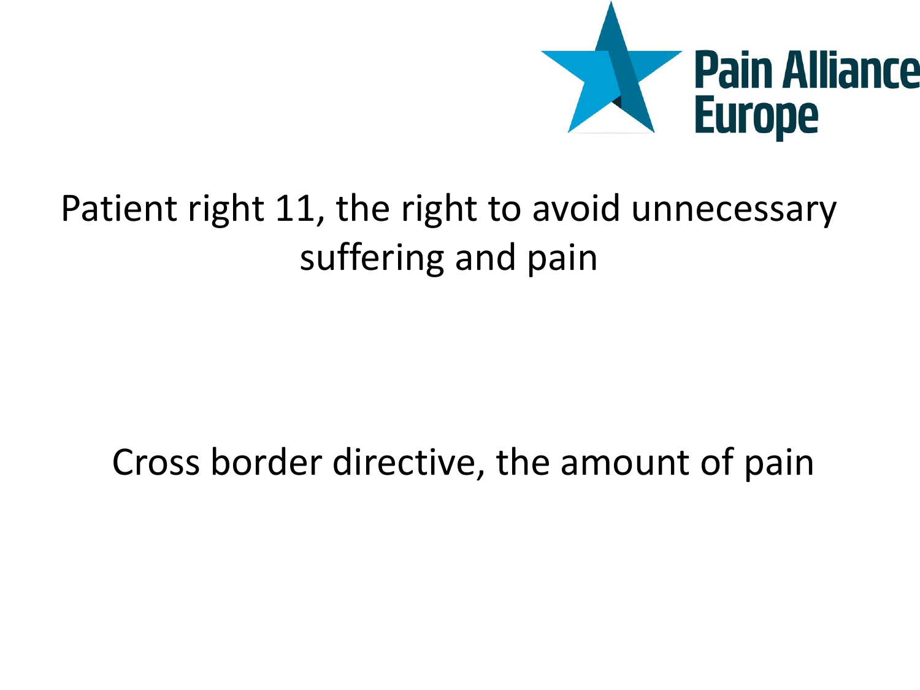Pain Alliance Europe

Patient right 11, the right to avoid unnecessary suffering and pain

Cross border directive, the amount of pain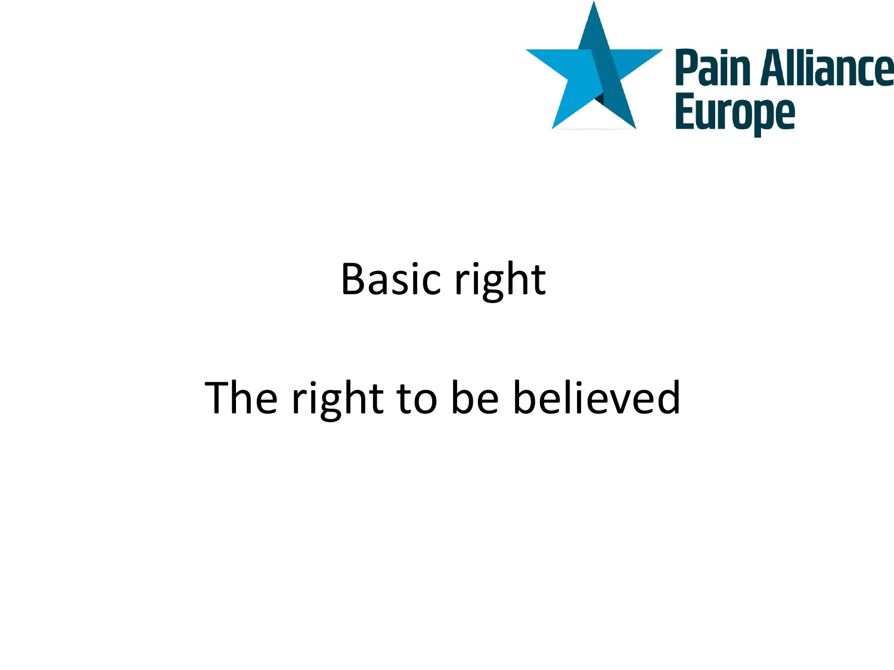Pain Alliance Europe

Basic right

The right to be believed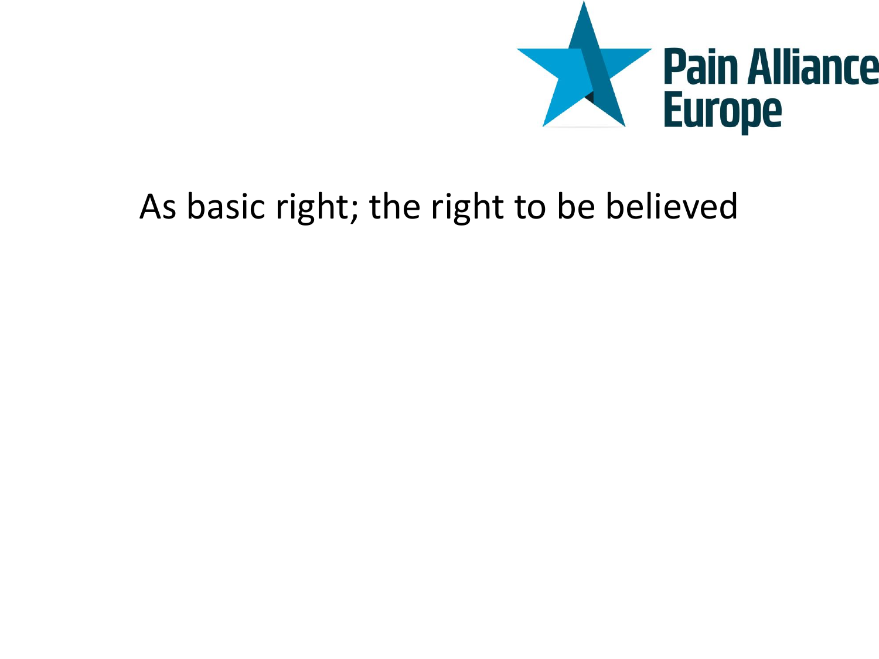As basic right; the right to be believed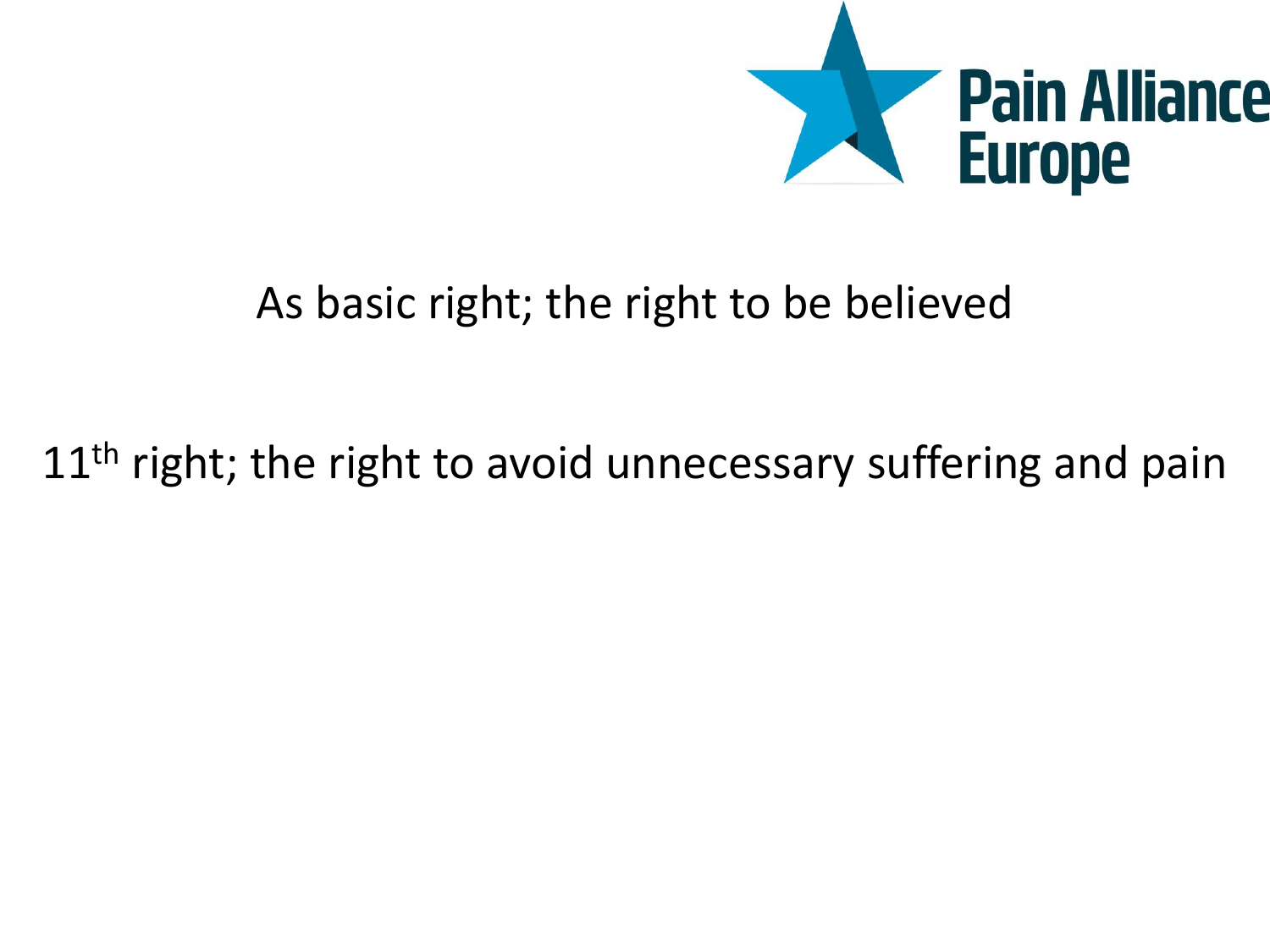Pain Alliance Europe

As basic right; the right to be believed

11th right; the right to avoid unnecessary suffering and pain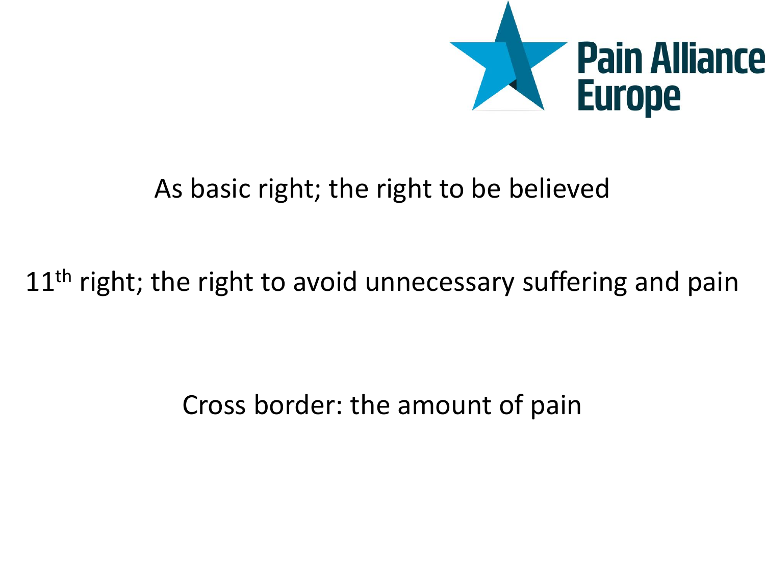Pain Alliance Europe

As basic right; the right to be believed

11th right; the right to avoid unnecessary suffering and pain

Cross border: the amount of pain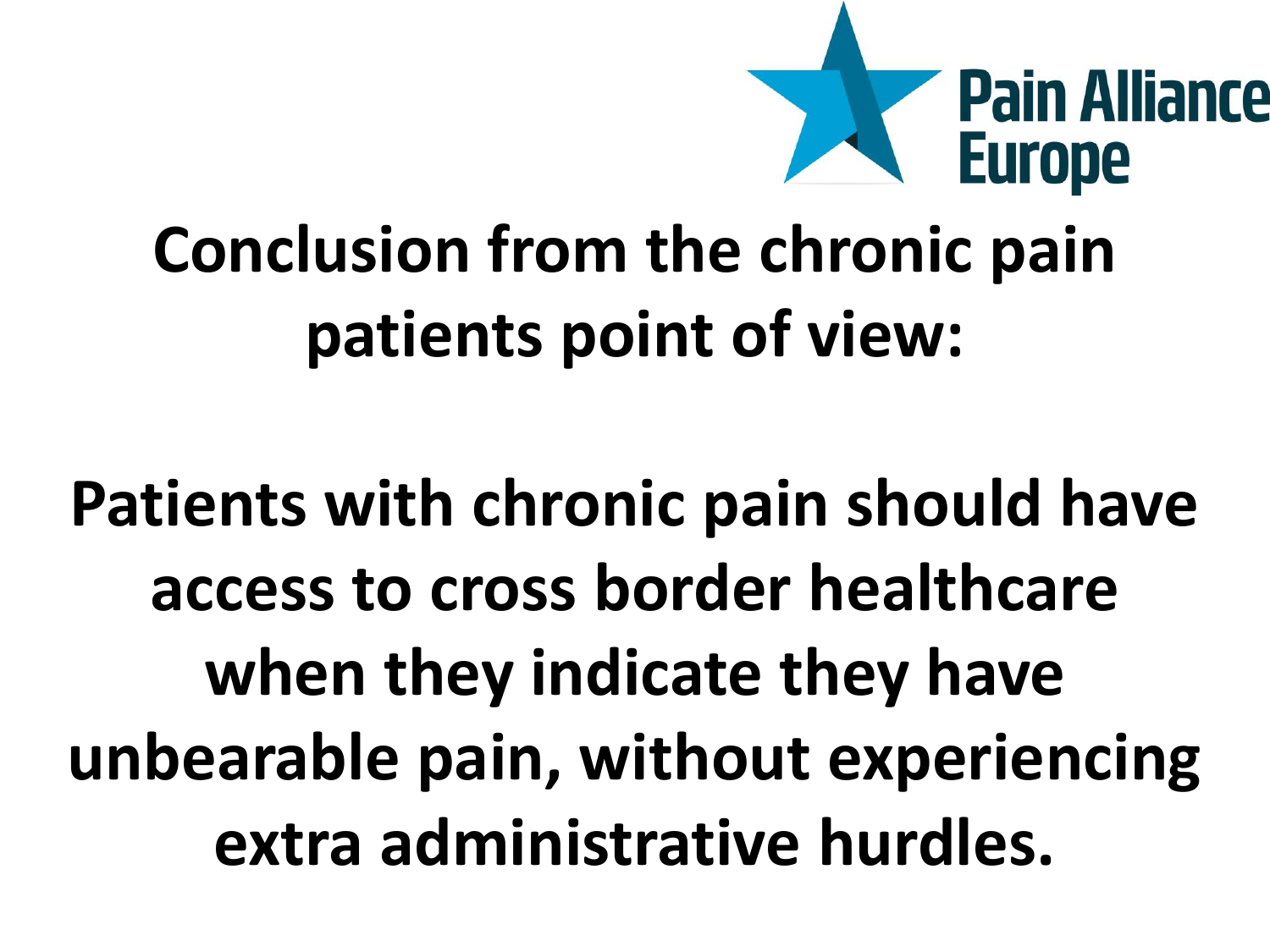Pain Alliance Europe

# Conclusion from the chronic pain patients point of view:

**Patients with chronic pain should have access to cross border healthcare when they indicate they have unbearable pain, without experiencing extra administrative hurdles.**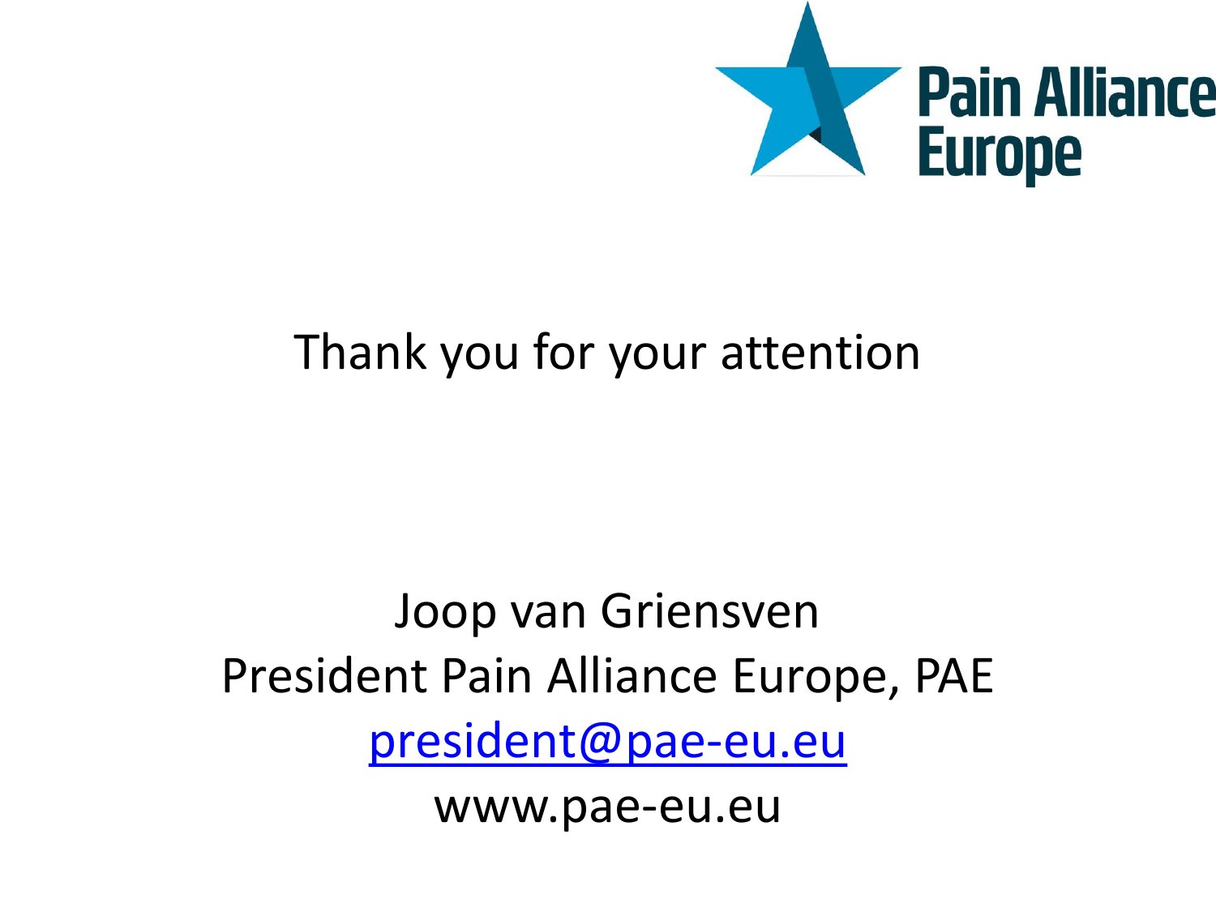Pain Alliance Europe

Thank you for your attention

Joop van Griensven

President Pain Alliance Europe, PAE

president@pae-eu.eu

www.pae-eu.eu